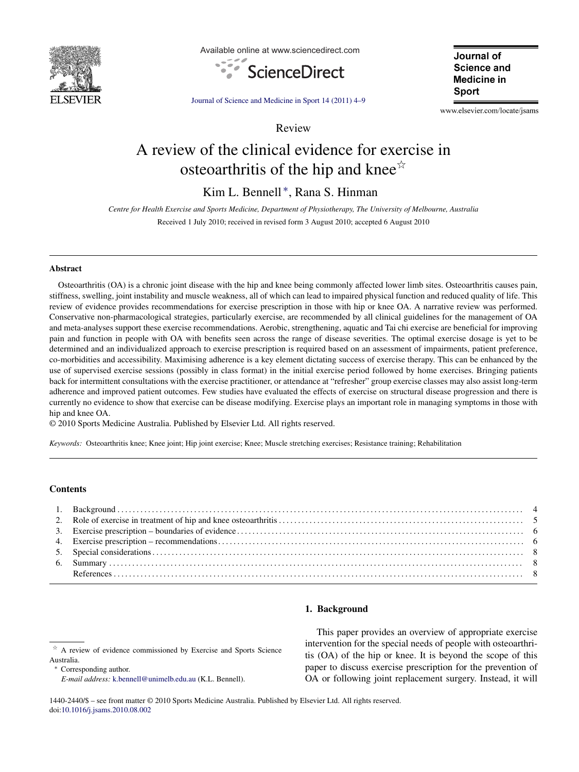Review

# A review of the clinical evidence for exercise in osteoarthritis of the hip and knee☆

Kim L. Bennell*, Rana S. Hinman

*Centre for Health Exercise and Sports Medicine, Department of Physiotherapy, The University of Melbourne, Australia*

Received 1 July 2010; received in revised form 3 August 2010; accepted 6 August 2010

## Abstract

Osteoarthritis (OA) is a chronic joint disease with the hip and knee being commonly affected lower limb sites. Osteoarthritis causes pain, stiffness, swelling, joint instability and muscle weakness, all of which can lead to impaired physical function and reduced quality of life. This review of evidence provides recommendations for exercise prescription in those with hip or knee OA. A narrative review was performed. Conservative non-pharmacological strategies, particularly exercise, are recommended by all clinical guidelines for the management of OA and meta-analyses support these exercise recommendations. Aerobic, strengthening, aquatic and Tai chi exercise are beneficial for improving pain and function in people with OA with benefits seen across the range of disease severities. The optimal exercise dosage is yet to be determined and an individualized approach to exercise prescription is required based on an assessment of impairments, patient preference, co-morbidities and accessibility. Maximising adherence is a key element dictating success of exercise therapy. This can be enhanced by the use of supervised exercise sessions (possibly in class format) in the initial exercise period followed by home exercises. Bringing patients back for intermittent consultations with the exercise practitioner, or attendance at "refresher" group exercise classes may also assist long-term adherence and improved patient outcomes. Few studies have evaluated the effects of exercise on structural disease progression and there is currently no evidence to show that exercise can be disease modifying. Exercise plays an important role in managing symptoms in those with hip and knee OA.

© 2010 Sports Medicine Australia. Published by Elsevier Ltd. All rights reserved.

*Keywords:* Osteoarthritis knee; Knee joint; Hip joint exercise; Knee; Muscle stretching exercises; Resistance training; Rehabilitation

## Contents

1. Background ..... 4
2. Role of exercise in treatment of hip and knee osteoarthritis ..... 5
3. Exercise prescription – boundaries of evidence ..... 6
4. Exercise prescription – recommendations ..... 6
5. Special considerations ..... 8
6. Summary ..... 8

References ..... 8

## 1. Background

This paper provides an overview of appropriate exercise intervention for the special needs of people with osteoarthritis (OA) of the hip or knee. It is beyond the scope of this paper to discuss exercise prescription for the prevention of OA or following joint replacement surgery. Instead, it will

☆ A review of evidence commissioned by Exercise and Sports Science Australia.

\* Corresponding author.
*E-mail address:* k.bennell@unimelb.edu.au (K.L. Bennell).

1440-2440/$ – see front matter © 2010 Sports Medicine Australia. Published by Elsevier Ltd. All rights reserved.
doi:10.1016/j.jsams.2010.08.002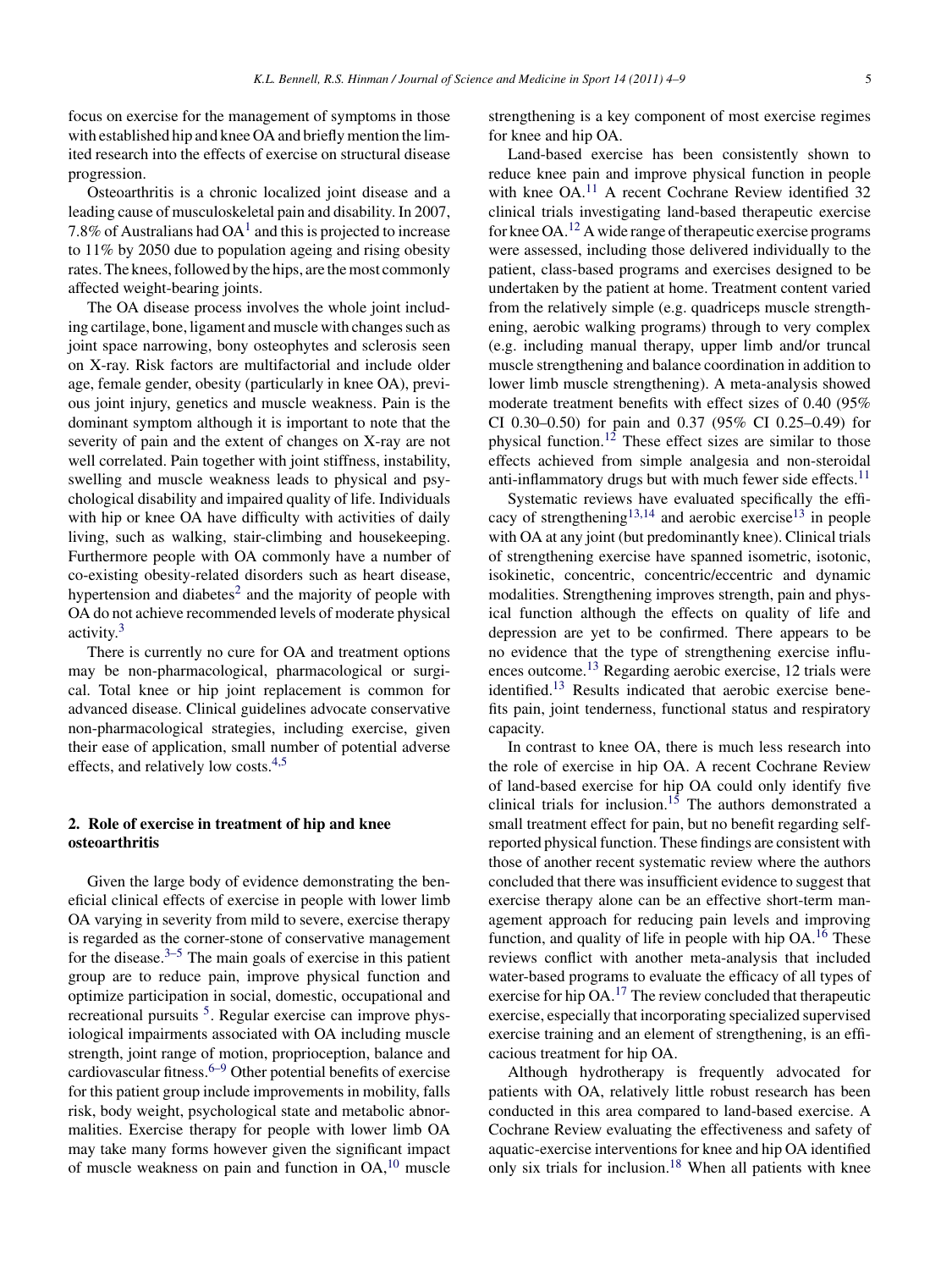focus on exercise for the management of symptoms in those with established hip and knee OA and briefly mention the limited research into the effects of exercise on structural disease progression.

Osteoarthritis is a chronic localized joint disease and a leading cause of musculoskeletal pain and disability. In 2007, 7.8% of Australians had OA[1] and this is projected to increase to 11% by 2050 due to population ageing and rising obesity rates. The knees, followed by the hips, are the most commonly affected weight-bearing joints.

The OA disease process involves the whole joint including cartilage, bone, ligament and muscle with changes such as joint space narrowing, bony osteophytes and sclerosis seen on X-ray. Risk factors are multifactorial and include older age, female gender, obesity (particularly in knee OA), previous joint injury, genetics and muscle weakness. Pain is the dominant symptom although it is important to note that the severity of pain and the extent of changes on X-ray are not well correlated. Pain together with joint stiffness, instability, swelling and muscle weakness leads to physical and psychological disability and impaired quality of life. Individuals with hip or knee OA have difficulty with activities of daily living, such as walking, stair-climbing and housekeeping. Furthermore people with OA commonly have a number of co-existing obesity-related disorders such as heart disease, hypertension and diabetes[2] and the majority of people with OA do not achieve recommended levels of moderate physical activity.[3]

There is currently no cure for OA and treatment options may be non-pharmacological, pharmacological or surgical. Total knee or hip joint replacement is common for advanced disease. Clinical guidelines advocate conservative non-pharmacological strategies, including exercise, given their ease of application, small number of potential adverse effects, and relatively low costs.[4,5]

## 2. Role of exercise in treatment of hip and knee osteoarthritis

Given the large body of evidence demonstrating the beneficial clinical effects of exercise in people with lower limb OA varying in severity from mild to severe, exercise therapy is regarded as the corner-stone of conservative management for the disease.[3–5] The main goals of exercise in this patient group are to reduce pain, improve physical function and optimize participation in social, domestic, occupational and recreational pursuits [5]. Regular exercise can improve physiological impairments associated with OA including muscle strength, joint range of motion, proprioception, balance and cardiovascular fitness.[6–9] Other potential benefits of exercise for this patient group include improvements in mobility, falls risk, body weight, psychological state and metabolic abnormalities. Exercise therapy for people with lower limb OA may take many forms however given the significant impact of muscle weakness on pain and function in OA,[10] muscle strengthening is a key component of most exercise regimes for knee and hip OA.

Land-based exercise has been consistently shown to reduce knee pain and improve physical function in people with knee OA.[11] A recent Cochrane Review identified 32 clinical trials investigating land-based therapeutic exercise for knee OA.[12] A wide range of therapeutic exercise programs were assessed, including those delivered individually to the patient, class-based programs and exercises designed to be undertaken by the patient at home. Treatment content varied from the relatively simple (e.g. quadriceps muscle strengthening, aerobic walking programs) through to very complex (e.g. including manual therapy, upper limb and/or truncal muscle strengthening and balance coordination in addition to lower limb muscle strengthening). A meta-analysis showed moderate treatment benefits with effect sizes of 0.40 (95% CI 0.30–0.50) for pain and 0.37 (95% CI 0.25–0.49) for physical function.[12] These effect sizes are similar to those effects achieved from simple analgesia and non-steroidal anti-inflammatory drugs but with much fewer side effects.[11]

Systematic reviews have evaluated specifically the efficacy of strengthening[13,14] and aerobic exercise[13] in people with OA at any joint (but predominantly knee). Clinical trials of strengthening exercise have spanned isometric, isotonic, isokinetic, concentric, concentric/eccentric and dynamic modalities. Strengthening improves strength, pain and physical function although the effects on quality of life and depression are yet to be confirmed. There appears to be no evidence that the type of strengthening exercise influences outcome.[13] Regarding aerobic exercise, 12 trials were identified.[13] Results indicated that aerobic exercise benefits pain, joint tenderness, functional status and respiratory capacity.

In contrast to knee OA, there is much less research into the role of exercise in hip OA. A recent Cochrane Review of land-based exercise for hip OA could only identify five clinical trials for inclusion.[15] The authors demonstrated a small treatment effect for pain, but no benefit regarding self-reported physical function. These findings are consistent with those of another recent systematic review where the authors concluded that there was insufficient evidence to suggest that exercise therapy alone can be an effective short-term management approach for reducing pain levels and improving function, and quality of life in people with hip OA.[16] These reviews conflict with another meta-analysis that included water-based programs to evaluate the efficacy of all types of exercise for hip OA.[17] The review concluded that therapeutic exercise, especially that incorporating specialized supervised exercise training and an element of strengthening, is an efficacious treatment for hip OA.

Although hydrotherapy is frequently advocated for patients with OA, relatively little robust research has been conducted in this area compared to land-based exercise. A Cochrane Review evaluating the effectiveness and safety of aquatic-exercise interventions for knee and hip OA identified only six trials for inclusion.[18] When all patients with knee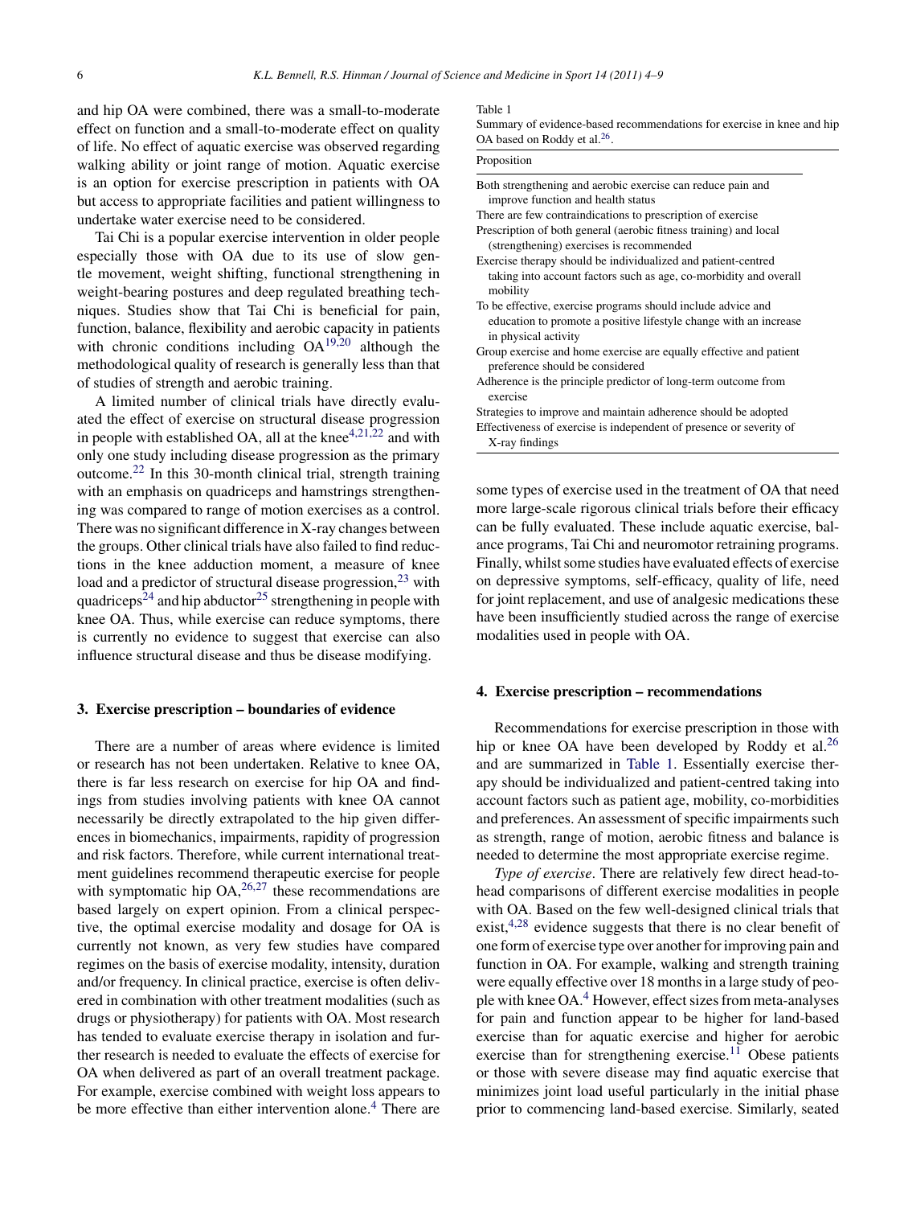and hip OA were combined, there was a small-to-moderate effect on function and a small-to-moderate effect on quality of life. No effect of aquatic exercise was observed regarding walking ability or joint range of motion. Aquatic exercise is an option for exercise prescription in patients with OA but access to appropriate facilities and patient willingness to undertake water exercise need to be considered.

Tai Chi is a popular exercise intervention in older people especially those with OA due to its use of slow gentle movement, weight shifting, functional strengthening in weight-bearing postures and deep regulated breathing techniques. Studies show that Tai Chi is beneficial for pain, function, balance, flexibility and aerobic capacity in patients with chronic conditions including OA[19,20] although the methodological quality of research is generally less than that of studies of strength and aerobic training.

A limited number of clinical trials have directly evaluated the effect of exercise on structural disease progression in people with established OA, all at the knee[4,21,22] and with only one study including disease progression as the primary outcome.[22] In this 30-month clinical trial, strength training with an emphasis on quadriceps and hamstrings strengthening was compared to range of motion exercises as a control. There was no significant difference in X-ray changes between the groups. Other clinical trials have also failed to find reductions in the knee adduction moment, a measure of knee load and a predictor of structural disease progression,[23] with quadriceps[24] and hip abductor[25] strengthening in people with knee OA. Thus, while exercise can reduce symptoms, there is currently no evidence to suggest that exercise can also influence structural disease and thus be disease modifying.

## 3. Exercise prescription – boundaries of evidence

There are a number of areas where evidence is limited or research has not been undertaken. Relative to knee OA, there is far less research on exercise for hip OA and findings from studies involving patients with knee OA cannot necessarily be directly extrapolated to the hip given differences in biomechanics, impairments, rapidity of progression and risk factors. Therefore, while current international treatment guidelines recommend therapeutic exercise for people with symptomatic hip OA,[26,27] these recommendations are based largely on expert opinion. From a clinical perspective, the optimal exercise modality and dosage for OA is currently not known, as very few studies have compared regimes on the basis of exercise modality, intensity, duration and/or frequency. In clinical practice, exercise is often delivered in combination with other treatment modalities (such as drugs or physiotherapy) for patients with OA. Most research has tended to evaluate exercise therapy in isolation and further research is needed to evaluate the effects of exercise for OA when delivered as part of an overall treatment package. For example, exercise combined with weight loss appears to be more effective than either intervention alone.[4] There are some types of exercise used in the treatment of OA that need more large-scale rigorous clinical trials before their efficacy can be fully evaluated. These include aquatic exercise, balance programs, Tai Chi and neuromotor retraining programs. Finally, whilst some studies have evaluated effects of exercise on depressive symptoms, self-efficacy, quality of life, need for joint replacement, and use of analgesic medications these have been insufficiently studied across the range of exercise modalities used in people with OA.

Table 1
Summary of evidence-based recommendations for exercise in knee and hip OA based on Roddy et al.[26].

| Proposition |
|---|
| Both strengthening and aerobic exercise can reduce pain and improve function and health status |
| There are few contraindications to prescription of exercise |
| Prescription of both general (aerobic fitness training) and local (strengthening) exercises is recommended |
| Exercise therapy should be individualized and patient-centred taking into account factors such as age, co-morbidity and overall mobility |
| To be effective, exercise programs should include advice and education to promote a positive lifestyle change with an increase in physical activity |
| Group exercise and home exercise are equally effective and patient preference should be considered |
| Adherence is the principle predictor of long-term outcome from exercise |
| Strategies to improve and maintain adherence should be adopted |
| Effectiveness of exercise is independent of presence or severity of X-ray findings |

## 4. Exercise prescription – recommendations

Recommendations for exercise prescription in those with hip or knee OA have been developed by Roddy et al.[26] and are summarized in Table 1. Essentially exercise therapy should be individualized and patient-centred taking into account factors such as patient age, mobility, co-morbidities and preferences. An assessment of specific impairments such as strength, range of motion, aerobic fitness and balance is needed to determine the most appropriate exercise regime.

*Type of exercise*. There are relatively few direct head-to-head comparisons of different exercise modalities in people with OA. Based on the few well-designed clinical trials that exist,[4,28] evidence suggests that there is no clear benefit of one form of exercise type over another for improving pain and function in OA. For example, walking and strength training were equally effective over 18 months in a large study of people with knee OA.[4] However, effect sizes from meta-analyses for pain and function appear to be higher for land-based exercise than for aquatic exercise and higher for aerobic exercise than for strengthening exercise.[11] Obese patients or those with severe disease may find aquatic exercise that minimizes joint load useful particularly in the initial phase prior to commencing land-based exercise. Similarly, seated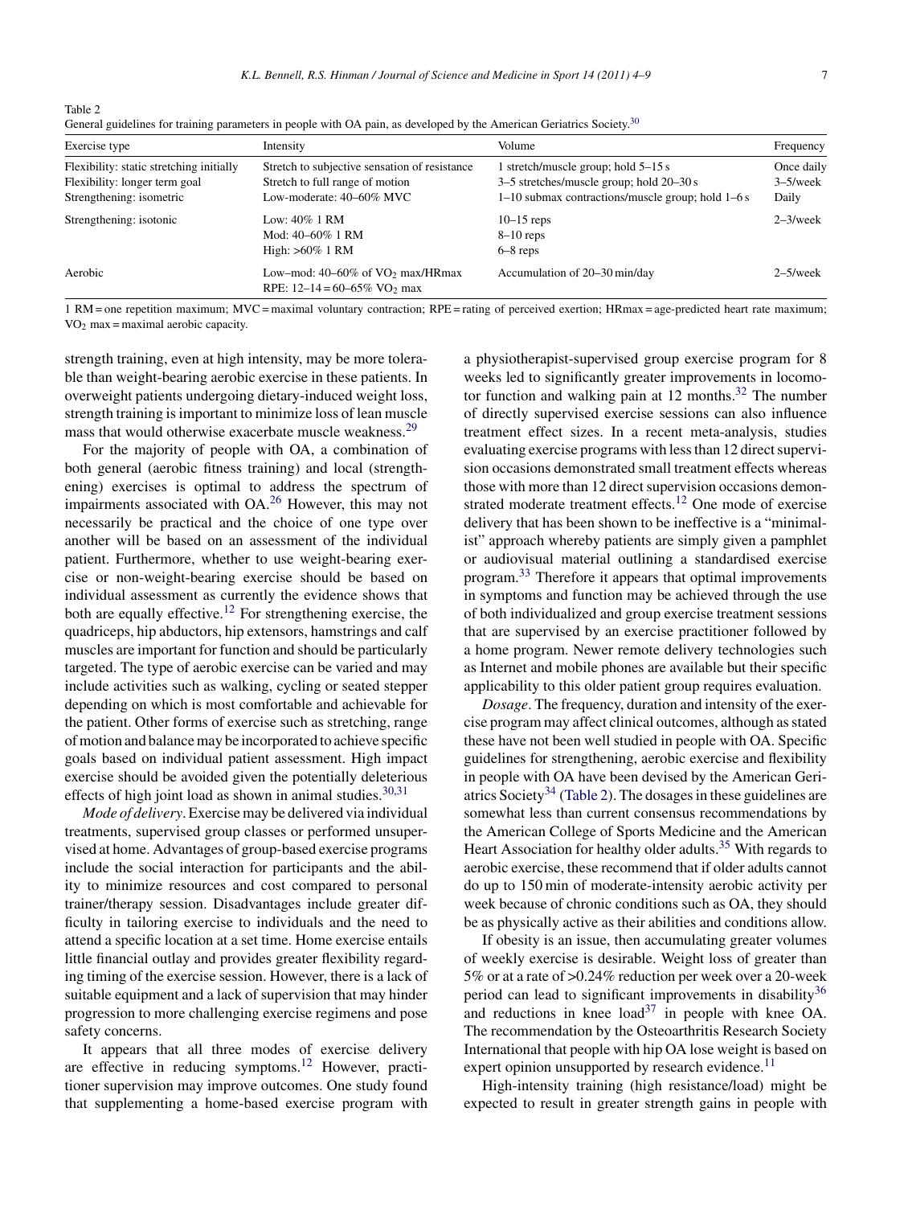Table 2
General guidelines for training parameters in people with OA pain, as developed by the American Geriatrics Society.[30]

| Exercise type | Intensity | Volume | Frequency |
|---|---|---|---|
| Flexibility: static stretching initially | Stretch to subjective sensation of resistance | 1 stretch/muscle group; hold 5–15 s | Once daily |
| Flexibility: longer term goal | Stretch to full range of motion | 3–5 stretches/muscle group; hold 20–30 s | 3–5/week |
| Strengthening: isometric | Low-moderate: 40–60% MVC | 1–10 submax contractions/muscle group; hold 1–6 s | Daily |
| Strengthening: isotonic | Low: 40% 1 RM<br>Mod: 40–60% 1 RM<br>High: >60% 1 RM | 10–15 reps<br>8–10 reps<br>6–8 reps | 2–3/week |
| Aerobic | Low–mod: 40–60% of $VO_2$ max/HRmax<br>RPE: 12–14 = 60–65% $VO_2$ max | Accumulation of 20–30 min/day | 2–5/week |

1 RM = one repetition maximum; MVC = maximal voluntary contraction; RPE = rating of perceived exertion; HRmax = age-predicted heart rate maximum; $VO_2$ max = maximal aerobic capacity.

strength training, even at high intensity, may be more tolerable than weight-bearing aerobic exercise in these patients. In overweight patients undergoing dietary-induced weight loss, strength training is important to minimize loss of lean muscle mass that would otherwise exacerbate muscle weakness.[29]

For the majority of people with OA, a combination of both general (aerobic fitness training) and local (strengthening) exercises is optimal to address the spectrum of impairments associated with OA.[26] However, this may not necessarily be practical and the choice of one type over another will be based on an assessment of the individual patient. Furthermore, whether to use weight-bearing exercise or non-weight-bearing exercise should be based on individual assessment as currently the evidence shows that both are equally effective.[12] For strengthening exercise, the quadriceps, hip abductors, hip extensors, hamstrings and calf muscles are important for function and should be particularly targeted. The type of aerobic exercise can be varied and may include activities such as walking, cycling or seated stepper depending on which is most comfortable and achievable for the patient. Other forms of exercise such as stretching, range of motion and balance may be incorporated to achieve specific goals based on individual patient assessment. High impact exercise should be avoided given the potentially deleterious effects of high joint load as shown in animal studies.[30,31]

*Mode of delivery*. Exercise may be delivered via individual treatments, supervised group classes or performed unsupervised at home. Advantages of group-based exercise programs include the social interaction for participants and the ability to minimize resources and cost compared to personal trainer/therapy session. Disadvantages include greater difficulty in tailoring exercise to individuals and the need to attend a specific location at a set time. Home exercise entails little financial outlay and provides greater flexibility regarding timing of the exercise session. However, there is a lack of suitable equipment and a lack of supervision that may hinder progression to more challenging exercise regimens and pose safety concerns.

It appears that all three modes of exercise delivery are effective in reducing symptoms.[12] However, practitioner supervision may improve outcomes. One study found that supplementing a home-based exercise program with a physiotherapist-supervised group exercise program for 8 weeks led to significantly greater improvements in locomotor function and walking pain at 12 months.[32] The number of directly supervised exercise sessions can also influence treatment effect sizes. In a recent meta-analysis, studies evaluating exercise programs with less than 12 direct supervision occasions demonstrated small treatment effects whereas those with more than 12 direct supervision occasions demonstrated moderate treatment effects.[12] One mode of exercise delivery that has been shown to be ineffective is a "minimalist" approach whereby patients are simply given a pamphlet or audiovisual material outlining a standardised exercise program.[33] Therefore it appears that optimal improvements in symptoms and function may be achieved through the use of both individualized and group exercise treatment sessions that are supervised by an exercise practitioner followed by a home program. Newer remote delivery technologies such as Internet and mobile phones are available but their specific applicability to this older patient group requires evaluation.

*Dosage*. The frequency, duration and intensity of the exercise program may affect clinical outcomes, although as stated these have not been well studied in people with OA. Specific guidelines for strengthening, aerobic exercise and flexibility in people with OA have been devised by the American Geriatrics Society[34] (Table 2). The dosages in these guidelines are somewhat less than current consensus recommendations by the American College of Sports Medicine and the American Heart Association for healthy older adults.[35] With regards to aerobic exercise, these recommend that if older adults cannot do up to 150 min of moderate-intensity aerobic activity per week because of chronic conditions such as OA, they should be as physically active as their abilities and conditions allow.

If obesity is an issue, then accumulating greater volumes of weekly exercise is desirable. Weight loss of greater than 5% or at a rate of >0.24% reduction per week over a 20-week period can lead to significant improvements in disability[36] and reductions in knee load[37] in people with knee OA. The recommendation by the Osteoarthritis Research Society International that people with hip OA lose weight is based on expert opinion unsupported by research evidence.[11]

High-intensity training (high resistance/load) might be expected to result in greater strength gains in people with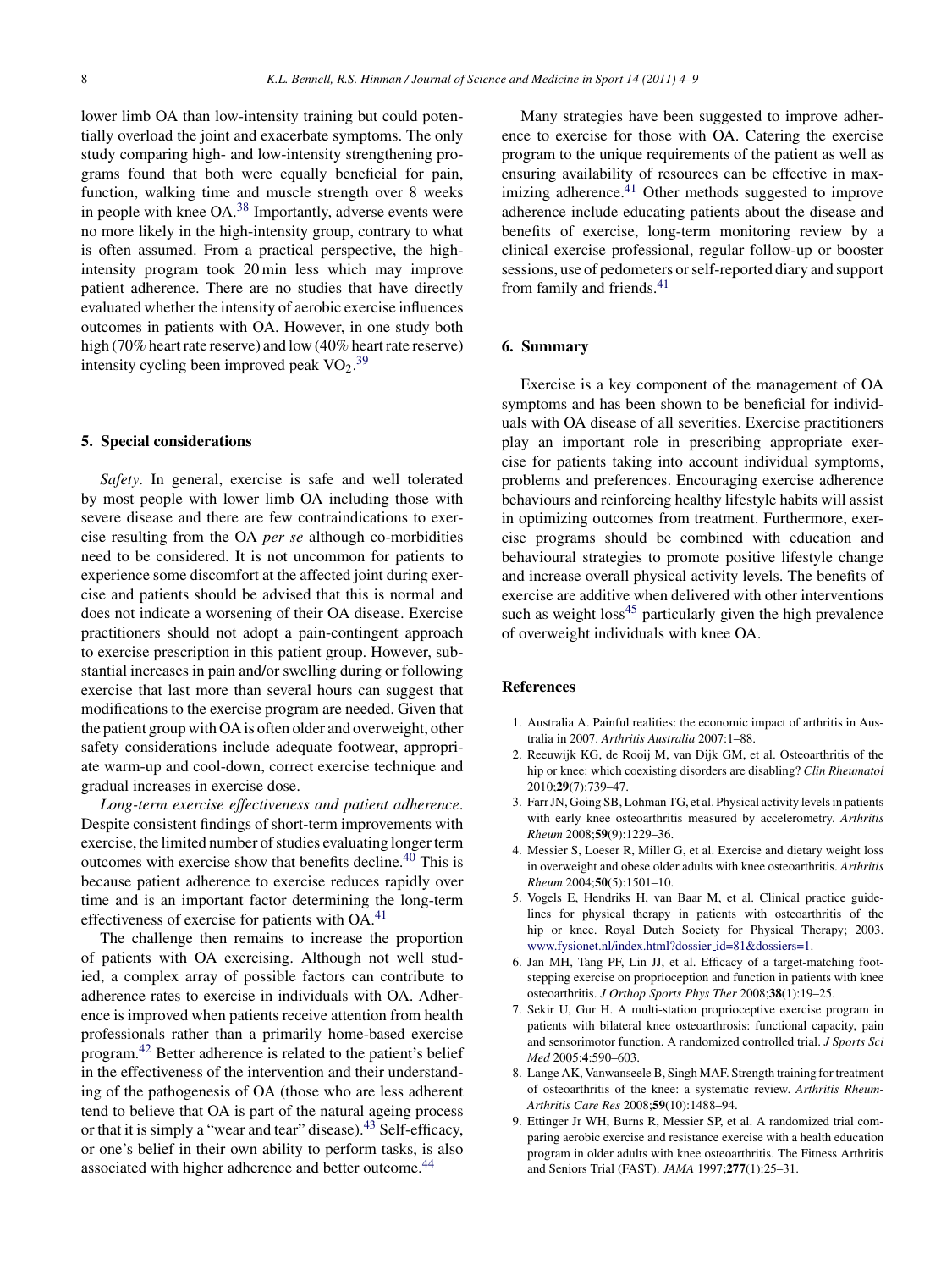lower limb OA than low-intensity training but could potentially overload the joint and exacerbate symptoms. The only study comparing high- and low-intensity strengthening programs found that both were equally beneficial for pain, function, walking time and muscle strength over 8 weeks in people with knee OA.[38] Importantly, adverse events were no more likely in the high-intensity group, contrary to what is often assumed. From a practical perspective, the high-intensity program took 20 min less which may improve patient adherence. There are no studies that have directly evaluated whether the intensity of aerobic exercise influences outcomes in patients with OA. However, in one study both high (70% heart rate reserve) and low (40% heart rate reserve) intensity cycling been improved peak $VO_2$.[39]

## 5. Special considerations

*Safety*. In general, exercise is safe and well tolerated by most people with lower limb OA including those with severe disease and there are few contraindications to exercise resulting from the OA *per se* although co-morbidities need to be considered. It is not uncommon for patients to experience some discomfort at the affected joint during exercise and patients should be advised that this is normal and does not indicate a worsening of their OA disease. Exercise practitioners should not adopt a pain-contingent approach to exercise prescription in this patient group. However, substantial increases in pain and/or swelling during or following exercise that last more than several hours can suggest that modifications to the exercise program are needed. Given that the patient group with OA is often older and overweight, other safety considerations include adequate footwear, appropriate warm-up and cool-down, correct exercise technique and gradual increases in exercise dose.

*Long-term exercise effectiveness and patient adherence*. Despite consistent findings of short-term improvements with exercise, the limited number of studies evaluating longer term outcomes with exercise show that benefits decline.[40] This is because patient adherence to exercise reduces rapidly over time and is an important factor determining the long-term effectiveness of exercise for patients with OA.[41]

The challenge then remains to increase the proportion of patients with OA exercising. Although not well studied, a complex array of possible factors can contribute to adherence rates to exercise in individuals with OA. Adherence is improved when patients receive attention from health professionals rather than a primarily home-based exercise program.[42] Better adherence is related to the patient's belief in the effectiveness of the intervention and their understanding of the pathogenesis of OA (those who are less adherent tend to believe that OA is part of the natural ageing process or that it is simply a "wear and tear" disease).[43] Self-efficacy, or one's belief in their own ability to perform tasks, is also associated with higher adherence and better outcome.[44]

Many strategies have been suggested to improve adherence to exercise for those with OA. Catering the exercise program to the unique requirements of the patient as well as ensuring availability of resources can be effective in maximizing adherence.[41] Other methods suggested to improve adherence include educating patients about the disease and benefits of exercise, long-term monitoring review by a clinical exercise professional, regular follow-up or booster sessions, use of pedometers or self-reported diary and support from family and friends.[41]

## 6. Summary

Exercise is a key component of the management of OA symptoms and has been shown to be beneficial for individuals with OA disease of all severities. Exercise practitioners play an important role in prescribing appropriate exercise for patients taking into account individual symptoms, problems and preferences. Encouraging exercise adherence behaviours and reinforcing healthy lifestyle habits will assist in optimizing outcomes from treatment. Furthermore, exercise programs should be combined with education and behavioural strategies to promote positive lifestyle change and increase overall physical activity levels. The benefits of exercise are additive when delivered with other interventions such as weight loss[45] particularly given the high prevalence of overweight individuals with knee OA.

## References

1. Australia A. Painful realities: the economic impact of arthritis in Australia in 2007. *Arthritis Australia* 2007:1–88.
2. Reeuwijk KG, de Rooij M, van Dijk GM, et al. Osteoarthritis of the hip or knee: which coexisting disorders are disabling? *Clin Rheumatol* 2010;**29**(7):739–47.
3. Farr JN, Going SB, Lohman TG, et al. Physical activity levels in patients with early knee osteoarthritis measured by accelerometry. *Arthritis Rheum* 2008;**59**(9):1229–36.
4. Messier S, Loeser R, Miller G, et al. Exercise and dietary weight loss in overweight and obese older adults with knee osteoarthritis. *Arthritis Rheum* 2004;**50**(5):1501–10.
5. Vogels E, Hendriks H, van Baar M, et al. Clinical practice guidelines for physical therapy in patients with osteoarthritis of the hip or knee. Royal Dutch Society for Physical Therapy; 2003. www.fysionet.nl/index.html?dossier_id=81&dossiers=1.
6. Jan MH, Tang PF, Lin JJ, et al. Efficacy of a target-matching foot-stepping exercise on proprioception and function in patients with knee osteoarthritis. *J Orthop Sports Phys Ther* 2008;**38**(1):19–25.
7. Sekir U, Gur H. A multi-station proprioceptive exercise program in patients with bilateral knee osteoarthrosis: functional capacity, pain and sensorimotor function. A randomized controlled trial. *J Sports Sci Med* 2005;**4**:590–603.
8. Lange AK, Vanwanseele B, Singh MAF. Strength training for treatment of osteoarthritis of the knee: a systematic review. *Arthritis Rheum-Arthritis Care Res* 2008;**59**(10):1488–94.
9. Ettinger Jr WH, Burns R, Messier SP, et al. A randomized trial comparing aerobic exercise and resistance exercise with a health education program in older adults with knee osteoarthritis. The Fitness Arthritis and Seniors Trial (FAST). *JAMA* 1997;**277**(1):25–31.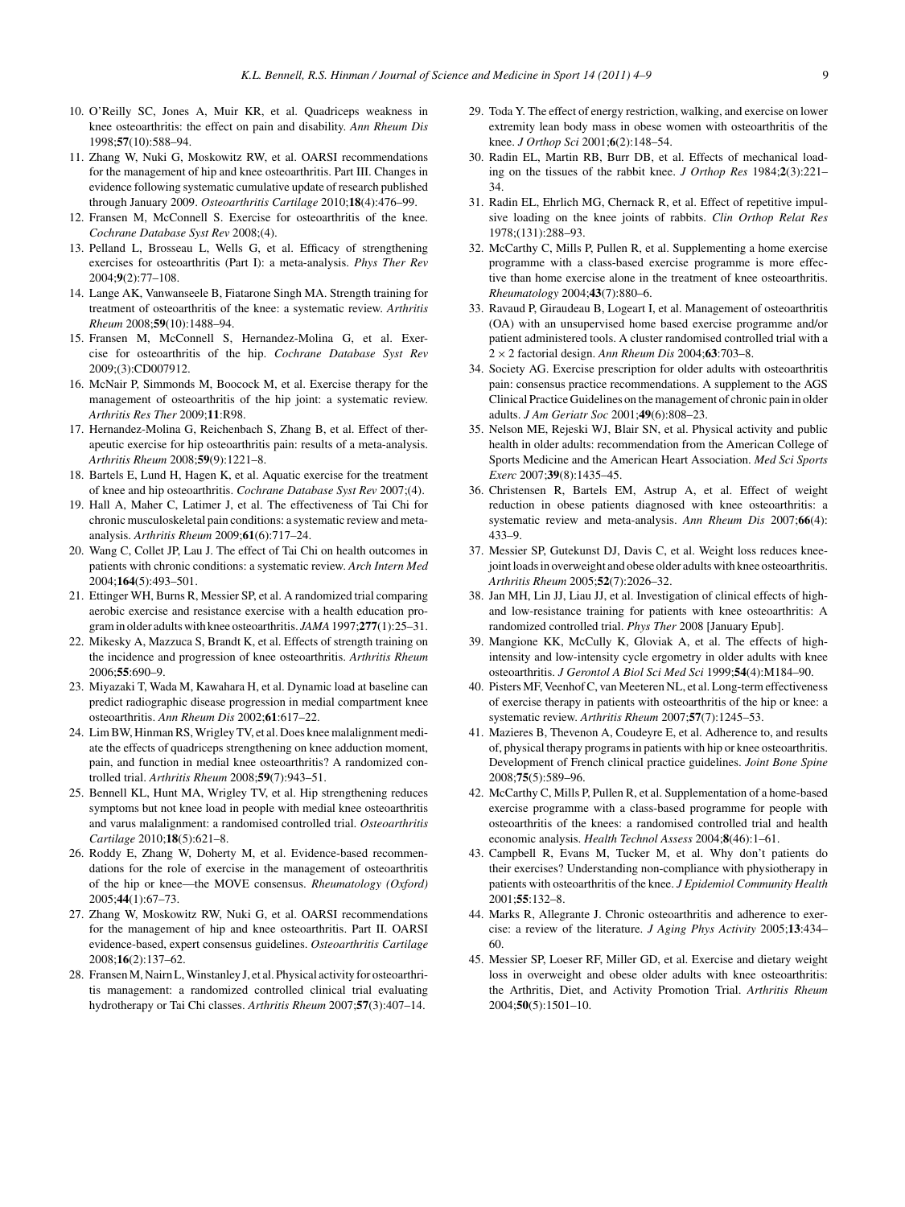10. O'Reilly SC, Jones A, Muir KR, et al. Quadriceps weakness in knee osteoarthritis: the effect on pain and disability. *Ann Rheum Dis* 1998;**57**(10):588–94.
11. Zhang W, Nuki G, Moskowitz RW, et al. OARSI recommendations for the management of hip and knee osteoarthritis. Part III. Changes in evidence following systematic cumulative update of research published through January 2009. *Osteoarthritis Cartilage* 2010;**18**(4):476–99.
12. Fransen M, McConnell S. Exercise for osteoarthritis of the knee. *Cochrane Database Syst Rev* 2008;(4).
13. Pelland L, Brosseau L, Wells G, et al. Efficacy of strengthening exercises for osteoarthritis (Part I): a meta-analysis. *Phys Ther Rev* 2004;**9**(2):77–108.
14. Lange AK, Vanwanseele B, Fiatarone Singh MA. Strength training for treatment of osteoarthritis of the knee: a systematic review. *Arthritis Rheum* 2008;**59**(10):1488–94.
15. Fransen M, McConnell S, Hernandez-Molina G, et al. Exercise for osteoarthritis of the hip. *Cochrane Database Syst Rev* 2009;(3):CD007912.
16. McNair P, Simmonds M, Boocock M, et al. Exercise therapy for the management of osteoarthritis of the hip joint: a systematic review. *Arthritis Res Ther* 2009;**11**:R98.
17. Hernandez-Molina G, Reichenbach S, Zhang B, et al. Effect of therapeutic exercise for hip osteoarthritis pain: results of a meta-analysis. *Arthritis Rheum* 2008;**59**(9):1221–8.
18. Bartels E, Lund H, Hagen K, et al. Aquatic exercise for the treatment of knee and hip osteoarthritis. *Cochrane Database Syst Rev* 2007;(4).
19. Hall A, Maher C, Latimer J, et al. The effectiveness of Tai Chi for chronic musculoskeletal pain conditions: a systematic review and meta-analysis. *Arthritis Rheum* 2009;**61**(6):717–24.
20. Wang C, Collet JP, Lau J. The effect of Tai Chi on health outcomes in patients with chronic conditions: a systematic review. *Arch Intern Med* 2004;**164**(5):493–501.
21. Ettinger WH, Burns R, Messier SP, et al. A randomized trial comparing aerobic exercise and resistance exercise with a health education program in older adults with knee osteoarthritis. *JAMA* 1997;**277**(1):25–31.
22. Mikesky A, Mazzuca S, Brandt K, et al. Effects of strength training on the incidence and progression of knee osteoarthritis. *Arthritis Rheum* 2006;**55**:690–9.
23. Miyazaki T, Wada M, Kawahara H, et al. Dynamic load at baseline can predict radiographic disease progression in medial compartment knee osteoarthritis. *Ann Rheum Dis* 2002;**61**:617–22.
24. Lim BW, Hinman RS, Wrigley TV, et al. Does knee malalignment mediate the effects of quadriceps strengthening on knee adduction moment, pain, and function in medial knee osteoarthritis? A randomized controlled trial. *Arthritis Rheum* 2008;**59**(7):943–51.
25. Bennell KL, Hunt MA, Wrigley TV, et al. Hip strengthening reduces symptoms but not knee load in people with medial knee osteoarthritis and varus malalignment: a randomised controlled trial. *Osteoarthritis Cartilage* 2010;**18**(5):621–8.
26. Roddy E, Zhang W, Doherty M, et al. Evidence-based recommendations for the role of exercise in the management of osteoarthritis of the hip or knee—the MOVE consensus. *Rheumatology (Oxford)* 2005;**44**(1):67–73.
27. Zhang W, Moskowitz RW, Nuki G, et al. OARSI recommendations for the management of hip and knee osteoarthritis. Part II. OARSI evidence-based, expert consensus guidelines. *Osteoarthritis Cartilage* 2008;**16**(2):137–62.
28. Fransen M, Nairn L, Winstanley J, et al. Physical activity for osteoarthritis management: a randomized controlled clinical trial evaluating hydrotherapy or Tai Chi classes. *Arthritis Rheum* 2007;**57**(3):407–14.
29. Toda Y. The effect of energy restriction, walking, and exercise on lower extremity lean body mass in obese women with osteoarthritis of the knee. *J Orthop Sci* 2001;**6**(2):148–54.
30. Radin EL, Martin RB, Burr DB, et al. Effects of mechanical loading on the tissues of the rabbit knee. *J Orthop Res* 1984;**2**(3):221–34.
31. Radin EL, Ehrlich MG, Chernack R, et al. Effect of repetitive impulsive loading on the knee joints of rabbits. *Clin Orthop Relat Res* 1978;(131):288–93.
32. McCarthy C, Mills P, Pullen R, et al. Supplementing a home exercise programme with a class-based exercise programme is more effective than home exercise alone in the treatment of knee osteoarthritis. *Rheumatology* 2004;**43**(7):880–6.
33. Ravaud P, Giraudeau B, Logeart I, et al. Management of osteoarthritis (OA) with an unsupervised home based exercise programme and/or patient administered tools. A cluster randomised controlled trial with a $2 \times 2$ factorial design. *Ann Rheum Dis* 2004;**63**:703–8.
34. Society AG. Exercise prescription for older adults with osteoarthritis pain: consensus practice recommendations. A supplement to the AGS Clinical Practice Guidelines on the management of chronic pain in older adults. *J Am Geriatr Soc* 2001;**49**(6):808–23.
35. Nelson ME, Rejeski WJ, Blair SN, et al. Physical activity and public health in older adults: recommendation from the American College of Sports Medicine and the American Heart Association. *Med Sci Sports Exerc* 2007;**39**(8):1435–45.
36. Christensen R, Bartels EM, Astrup A, et al. Effect of weight reduction in obese patients diagnosed with knee osteoarthritis: a systematic review and meta-analysis. *Ann Rheum Dis* 2007;**66**(4): 433–9.
37. Messier SP, Gutekunst DJ, Davis C, et al. Weight loss reduces knee-joint loads in overweight and obese older adults with knee osteoarthritis. *Arthritis Rheum* 2005;**52**(7):2026–32.
38. Jan MH, Lin JJ, Liau JJ, et al. Investigation of clinical effects of high- and low-resistance training for patients with knee osteoarthritis: A randomized controlled trial. *Phys Ther* 2008 [January Epub].
39. Mangione KK, McCully K, Gloviak A, et al. The effects of high-intensity and low-intensity cycle ergometry in older adults with knee osteoarthritis. *J Gerontol A Biol Sci Med Sci* 1999;**54**(4):M184–90.
40. Pisters MF, Veenhof C, van Meeteren NL, et al. Long-term effectiveness of exercise therapy in patients with osteoarthritis of the hip or knee: a systematic review. *Arthritis Rheum* 2007;**57**(7):1245–53.
41. Mazieres B, Thevenon A, Coudeyre E, et al. Adherence to, and results of, physical therapy programs in patients with hip or knee osteoarthritis. Development of French clinical practice guidelines. *Joint Bone Spine* 2008;**75**(5):589–96.
42. McCarthy C, Mills P, Pullen R, et al. Supplementation of a home-based exercise programme with a class-based programme for people with osteoarthritis of the knees: a randomised controlled trial and health economic analysis. *Health Technol Assess* 2004;**8**(46):1–61.
43. Campbell R, Evans M, Tucker M, et al. Why don't patients do their exercises? Understanding non-compliance with physiotherapy in patients with osteoarthritis of the knee. *J Epidemiol Community Health* 2001;**55**:132–8.
44. Marks R, Allegrante J. Chronic osteoarthritis and adherence to exercise: a review of the literature. *J Aging Phys Activity* 2005;**13**:434–60.
45. Messier SP, Loeser RF, Miller GD, et al. Exercise and dietary weight loss in overweight and obese older adults with knee osteoarthritis: the Arthritis, Diet, and Activity Promotion Trial. *Arthritis Rheum* 2004;**50**(5):1501–10.